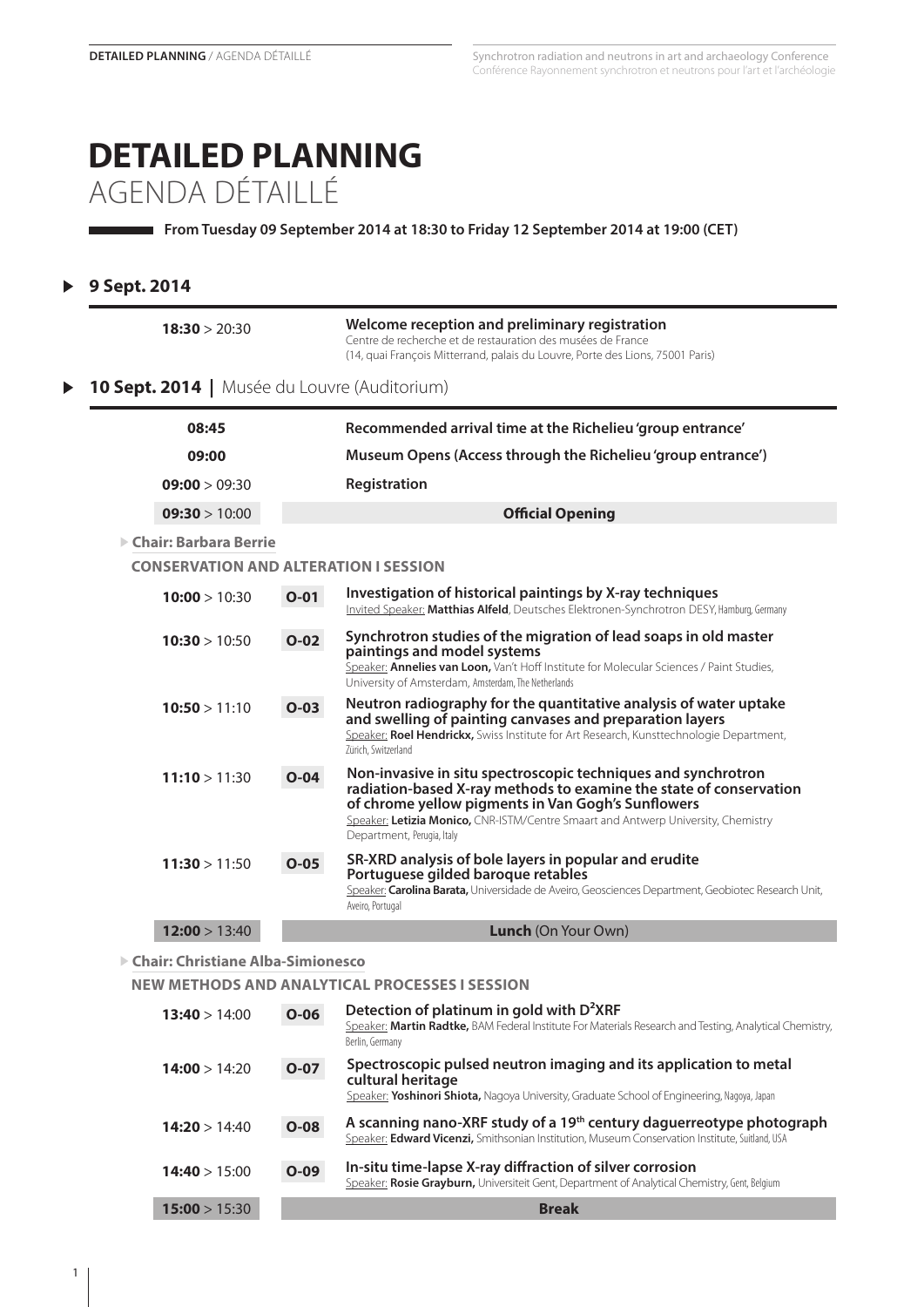# DETAILED PLANNING
## AGENDA DÉTAILLÉ

**From Tuesday 09 September 2014 at 18:30 to Friday 12 September 2014 at 19:00 (CET)**

### 9 Sept. 2014

| | |
|---|---|
| **18:30** > 20:30 | **Welcome reception and preliminary registration**<br>Centre de recherche et de restauration des musées de France<br>(14, quai François Mitterrand, palais du Louvre, Porte des Lions, 75001 Paris) |

### 10 Sept. 2014 | Musée du Louvre (Auditorium)

| | |
|---|---|
| **08:45** | **Recommended arrival time at the Richelieu 'group entrance'** |
| **09:00** | **Museum Opens (Access through the Richelieu 'group entrance')** |
| **09:00** > 09:30 | **Registration** |
| **09:30** > 10:00 | **Official Opening** |

**Chair: Barbara Berrie**

**CONSERVATION AND ALTERATION I SESSION**

| | | |
|---|---|---|
| **10:00** > 10:30 | **O-01** | **Investigation of historical paintings by X-ray techniques**<br>Invited Speaker: **Matthias Alfeld**, Deutsches Elektronen-Synchrotron DESY, Hamburg, Germany |
| **10:30** > 10:50 | **O-02** | **Synchrotron studies of the migration of lead soaps in old master paintings and model systems**<br>Speaker: **Annelies van Loon,** Van't Hoff Institute for Molecular Sciences / Paint Studies, University of Amsterdam, Amsterdam, The Netherlands |
| **10:50** > 11:10 | **O-03** | **Neutron radiography for the quantitative analysis of water uptake and swelling of painting canvases and preparation layers**<br>Speaker: **Roel Hendrickx,** Swiss Institute for Art Research, Kunsttechnologie Department, Zürich, Switzerland |
| **11:10** > 11:30 | **O-04** | **Non-invasive in situ spectroscopic techniques and synchrotron radiation-based X-ray methods to examine the state of conservation of chrome yellow pigments in Van Gogh's Sunflowers**<br>Speaker: **Letizia Monico,** CNR-ISTM/Centre Smaart and Antwerp University, Chemistry Department, Perugia, Italy |
| **11:30** > 11:50 | **O-05** | **SR-XRD analysis of bole layers in popular and erudite Portuguese gilded baroque retables**<br>Speaker: **Carolina Barata,** Universidade de Aveiro, Geosciences Department, Geobiotec Research Unit, Aveiro, Portugal |
| **12:00** > 13:40 | | **Lunch** (On Your Own) |

**Chair: Christiane Alba-Simionesco**

**NEW METHODS AND ANALYTICAL PROCESSES I SESSION**

| | | |
|---|---|---|
| **13:40** > 14:00 | **O-06** | **Detection of platinum in gold with $D^2$XRF**<br>Speaker: **Martin Radtke,** BAM Federal Institute For Materials Research and Testing, Analytical Chemistry, Berlin, Germany |
| **14:00** > 14:20 | **O-07** | **Spectroscopic pulsed neutron imaging and its application to metal cultural heritage**<br>Speaker: **Yoshinori Shiota,** Nagoya University, Graduate School of Engineering, Nagoya, Japan |
| **14:20** > 14:40 | **O-08** | **A scanning nano-XRF study of a 19th century daguerreotype photograph**<br>Speaker: **Edward Vicenzi,** Smithsonian Institution, Museum Conservation Institute, Suitland, USA |
| **14:40** > 15:00 | **O-09** | **In-situ time-lapse X-ray diffraction of silver corrosion**<br>Speaker: **Rosie Grayburn,** Universiteit Gent, Department of Analytical Chemistry, Gent, Belgium |
| **15:00** > 15:30 | | **Break** |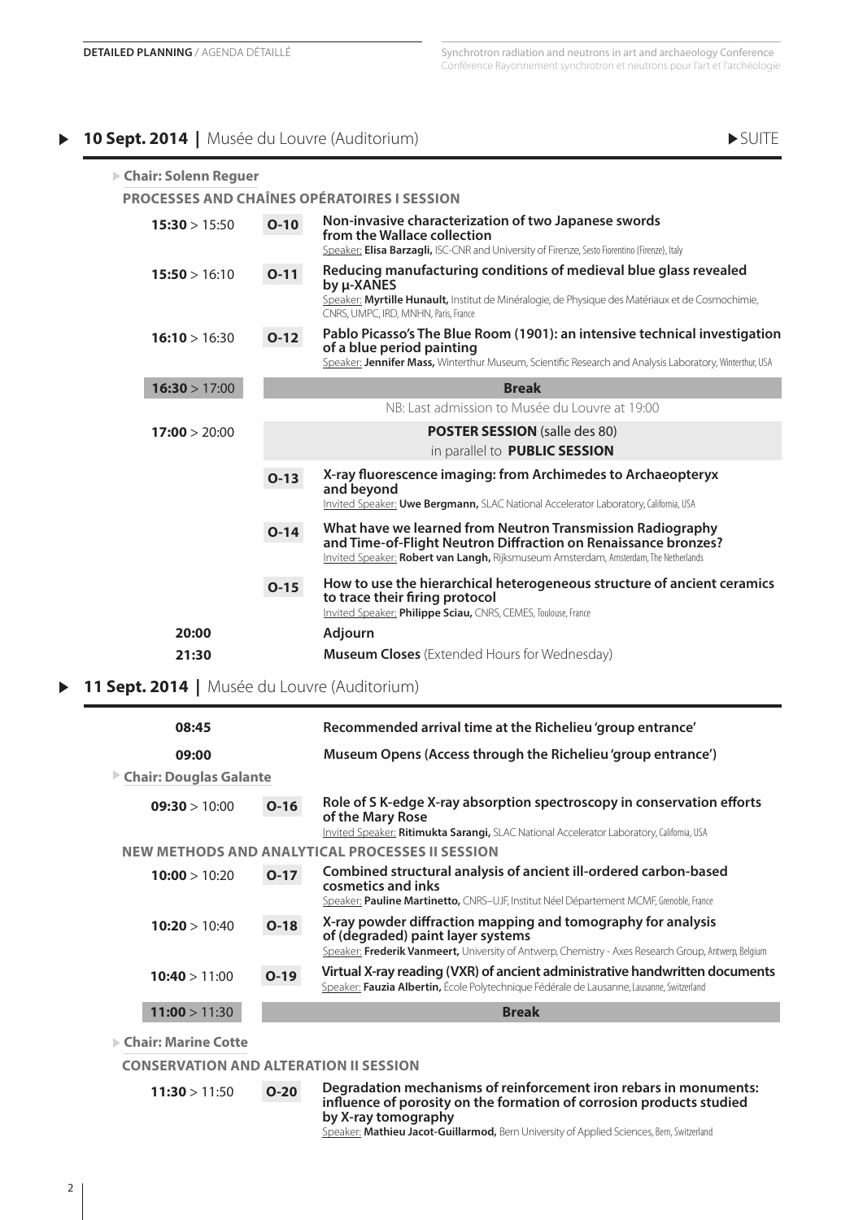## 10 Sept. 2014 | Musée du Louvre (Auditorium)

SUITE

**Chair: Solenn Reguer**

### PROCESSES AND CHAÎNES OPÉRATOIRES I SESSION

**15:30** > 15:50 — **O-10** — **Non-invasive characterization of two Japanese swords from the Wallace collection**
Speaker: **Elisa Barzagli,** ISC-CNR and University of Firenze, Sesto Fiorentino (Firenze), Italy

**15:50** > 16:10 — **O-11** — **Reducing manufacturing conditions of medieval blue glass revealed by µ-XANES**
Speaker: **Myrtille Hunault,** Institut de Minéralogie, de Physique des Matériaux et de Cosmochimie, CNRS, UMPC, IRD, MNHN, Paris, France

**16:10** > 16:30 — **O-12** — **Pablo Picasso's The Blue Room (1901): an intensive technical investigation of a blue period painting**
Speaker: **Jennifer Mass,** Winterthur Museum, Scientific Research and Analysis Laboratory, Winterthur, USA

**16:30** > 17:00 — **Break**

NB: Last admission to Musée du Louvre at 19:00

**17:00** > 20:00 — **POSTER SESSION** (salle des 80) in parallel to **PUBLIC SESSION**

**O-13** — **X-ray fluorescence imaging: from Archimedes to Archaeopteryx and beyond**
Invited Speaker: **Uwe Bergmann,** SLAC National Accelerator Laboratory, California, USA

**O-14** — **What have we learned from Neutron Transmission Radiography and Time-of-Flight Neutron Diffraction on Renaissance bronzes?**
Invited Speaker: **Robert van Langh,** Rijksmuseum Amsterdam, Amsterdam, The Netherlands

**O-15** — **How to use the hierarchical heterogeneous structure of ancient ceramics to trace their firing protocol**
Invited Speaker: **Philippe Sciau,** CNRS, CEMES, Toulouse, France

**20:00** — **Adjourn**

**21:30** — **Museum Closes** (Extended Hours for Wednesday)

## 11 Sept. 2014 | Musée du Louvre (Auditorium)

**08:45** — **Recommended arrival time at the Richelieu 'group entrance'**

**09:00** — **Museum Opens (Access through the Richelieu 'group entrance')**

**Chair: Douglas Galante**

**09:30** > 10:00 — **O-16** — **Role of S K-edge X-ray absorption spectroscopy in conservation efforts of the Mary Rose**
Invited Speaker: **Ritimukta Sarangi,** SLAC National Accelerator Laboratory, California, USA

### NEW METHODS AND ANALYTICAL PROCESSES II SESSION

**10:00** > 10:20 — **O-17** — **Combined structural analysis of ancient ill-ordered carbon-based cosmetics and inks**
Speaker: **Pauline Martinetto,** CNRS–UJF, Institut Néel Département MCMF, Grenoble, France

**10:20** > 10:40 — **O-18** — **X-ray powder diffraction mapping and tomography for analysis of (degraded) paint layer systems**
Speaker: **Frederik Vanmeert,** University of Antwerp, Chemistry - Axes Research Group, Antwerp, Belgium

**10:40** > 11:00 — **O-19** — **Virtual X-ray reading (VXR) of ancient administrative handwritten documents**
Speaker: **Fauzia Albertin,** École Polytechnique Fédérale de Lausanne, Lausanne, Switzerland

**11:00** > 11:30 — **Break**

**Chair: Marine Cotte**

### CONSERVATION AND ALTERATION II SESSION

**11:30** > 11:50 — **O-20** — **Degradation mechanisms of reinforcement iron rebars in monuments: influence of porosity on the formation of corrosion products studied by X-ray tomography**
Speaker: **Mathieu Jacot-Guillarmod,** Bern University of Applied Sciences, Bern, Switzerland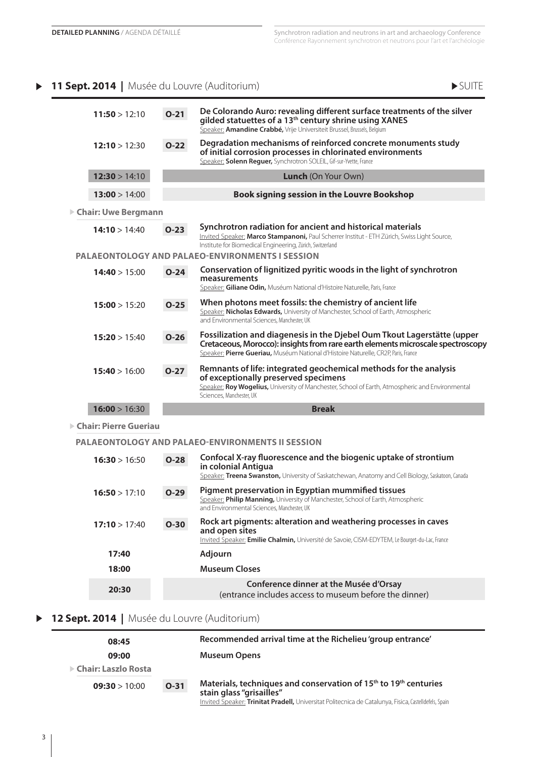## 11 Sept. 2014 | Musée du Louvre (Auditorium) ▶SUITE

**11:50** > 12:10 — **O-21** — **De Colorando Auro: revealing different surface treatments of the silver gilded statuettes of a 13th century shrine using XANES**
Speaker: **Amandine Crabbé,** Vrije Universiteit Brussel, Brussels, Belgium

**12:10** > 12:30 — **O-22** — **Degradation mechanisms of reinforced concrete monuments study of initial corrosion processes in chlorinated environments**
Speaker: **Solenn Reguer,** Synchrotron SOLEIL, Gif-sur-Yvette, France

**12:30** > 14:10 — **Lunch** (On Your Own)

**13:00** > 14:00 — **Book signing session in the Louvre Bookshop**

**Chair: Uwe Bergmann**

**14:10** > 14:40 — **O-23** — **Synchrotron radiation for ancient and historical materials**
Invited Speaker: **Marco Stampanoni,** Paul Scherrer Institut - ETH Zürich, Swiss Light Source, Institute for Biomedical Engineering, Zürich, Switzerland

### PALAEONTOLOGY AND PALAEO-ENVIRONMENTS I SESSION

**14:40** > 15:00 — **O-24** — **Conservation of lignitized pyritic woods in the light of synchrotron measurements**
Speaker: **Giliane Odin,** Muséum National d'Histoire Naturelle, Paris, France

**15:00** > 15:20 — **O-25** — **When photons meet fossils: the chemistry of ancient life**
Speaker: **Nicholas Edwards,** University of Manchester, School of Earth, Atmospheric and Environmental Sciences, Manchester, UK

**15:20** > 15:40 — **O-26** — **Fossilization and diagenesis in the Djebel Oum Tkout Lagerstätte (upper Cretaceous, Morocco): insights from rare earth elements microscale spectroscopy**
Speaker: **Pierre Gueriau,** Muséum National d'Histoire Naturelle, CR2P, Paris, France

**15:40** > 16:00 — **O-27** — **Remnants of life: integrated geochemical methods for the analysis of exceptionally preserved specimens**
Speaker: **Roy Wogelius,** University of Manchester, School of Earth, Atmospheric and Environmental Sciences, Manchester, UK

**16:00** > 16:30 — **Break**

**Chair: Pierre Gueriau**

### PALAEONTOLOGY AND PALAEO-ENVIRONMENTS II SESSION

**16:30** > 16:50 — **O-28** — **Confocal X-ray fluorescence and the biogenic uptake of strontium in colonial Antigua**
Speaker: **Treena Swanston,** University of Saskatchewan, Anatomy and Cell Biology, Saskatoon, Canada

**16:50** > 17:10 — **O-29** — **Pigment preservation in Egyptian mummified tissues**
Speaker: **Philip Manning,** University of Manchester, School of Earth, Atmospheric and Environmental Sciences, Manchester, UK

**17:10** > 17:40 — **O-30** — **Rock art pigments: alteration and weathering processes in caves and open sites**
Invited Speaker: **Emilie Chalmin,** Université de Savoie, CISM-EDYTEM, Le Bourget-du-Lac, France

**17:40** — **Adjourn**

**18:00** — **Museum Closes**

**20:30** — **Conference dinner at the Musée d'Orsay**
(entrance includes access to museum before the dinner)

## 12 Sept. 2014 | Musée du Louvre (Auditorium)

**08:45** — **Recommended arrival time at the Richelieu 'group entrance'**

**09:00** — **Museum Opens**

**Chair: Laszlo Rosta**

**09:30** > 10:00 — **O-31** — **Materials, techniques and conservation of 15th to 19th centuries stain glass "grisailles"**
Invited Speaker: **Trinitat Pradell,** Universitat Politecnica de Catalunya, Fisica, Castelldefels, Spain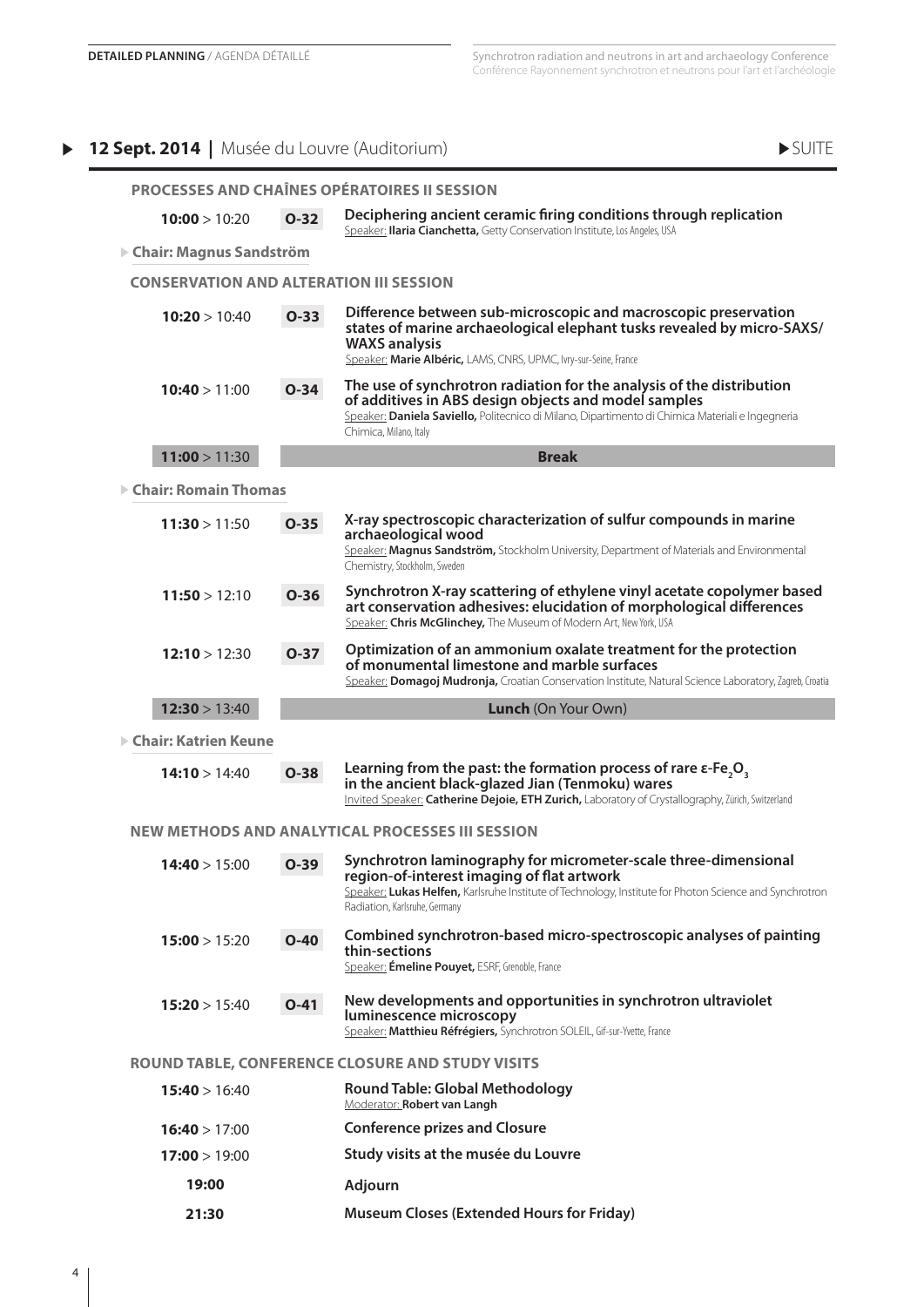## 12 Sept. 2014 | Musée du Louvre (Auditorium)

SUITE

### PROCESSES AND CHAÎNES OPÉRATOIRES II SESSION

**10:00** > 10:20 — **O-32** — **Deciphering ancient ceramic firing conditions through replication**
Speaker: **Ilaria Cianchetta,** Getty Conservation Institute, Los Angeles, USA

**Chair: Magnus Sandström**

### CONSERVATION AND ALTERATION III SESSION

**10:20** > 10:40 — **O-33** — **Difference between sub-microscopic and macroscopic preservation states of marine archaeological elephant tusks revealed by micro-SAXS/WAXS analysis**
Speaker: **Marie Albéric,** LAMS, CNRS, UPMC, Ivry-sur-Seine, France

**10:40** > 11:00 — **O-34** — **The use of synchrotron radiation for the analysis of the distribution of additives in ABS design objects and model samples**
Speaker: **Daniela Saviello,** Politecnico di Milano, Dipartimento di Chimica Materiali e Ingegneria Chimica, Milano, Italy

**11:00** > 11:30 — **Break**

**Chair: Romain Thomas**

**11:30** > 11:50 — **O-35** — **X-ray spectroscopic characterization of sulfur compounds in marine archaeological wood**
Speaker: **Magnus Sandström,** Stockholm University, Department of Materials and Environmental Chemistry, Stockholm, Sweden

**11:50** > 12:10 — **O-36** — **Synchrotron X-ray scattering of ethylene vinyl acetate copolymer based art conservation adhesives: elucidation of morphological differences**
Speaker: **Chris McGlinchey,** The Museum of Modern Art, New York, USA

**12:10** > 12:30 — **O-37** — **Optimization of an ammonium oxalate treatment for the protection of monumental limestone and marble surfaces**
Speaker: **Domagoj Mudronja,** Croatian Conservation Institute, Natural Science Laboratory, Zagreb, Croatia

**12:30** > 13:40 — **Lunch** (On Your Own)

**Chair: Katrien Keune**

**14:10** > 14:40 — **O-38** — **Learning from the past: the formation process of rare ε-$Fe_2O_3$ in the ancient black-glazed Jian (Tenmoku) wares**
Invited Speaker: **Catherine Dejoie, ETH Zurich,** Laboratory of Crystallography, Zürich, Switzerland

### NEW METHODS AND ANALYTICAL PROCESSES III SESSION

**14:40** > 15:00 — **O-39** — **Synchrotron laminography for micrometer-scale three-dimensional region-of-interest imaging of flat artwork**
Speaker: **Lukas Helfen,** Karlsruhe Institute of Technology, Institute for Photon Science and Synchrotron Radiation, Karlsruhe, Germany

**15:00** > 15:20 — **O-40** — **Combined synchrotron-based micro-spectroscopic analyses of painting thin-sections**
Speaker: **Émeline Pouyet,** ESRF, Grenoble, France

**15:20** > 15:40 — **O-41** — **New developments and opportunities in synchrotron ultraviolet luminescence microscopy**
Speaker: **Matthieu Réfrégiers,** Synchrotron SOLEIL, Gif-sur-Yvette, France

### ROUND TABLE, CONFERENCE CLOSURE AND STUDY VISITS

**15:40** > 16:40 — **Round Table: Global Methodology**
Moderator: **Robert van Langh**

**16:40** > 17:00 — **Conference prizes and Closure**

**17:00** > 19:00 — **Study visits at the musée du Louvre**

**19:00** — **Adjourn**

**21:30** — **Museum Closes (Extended Hours for Friday)**